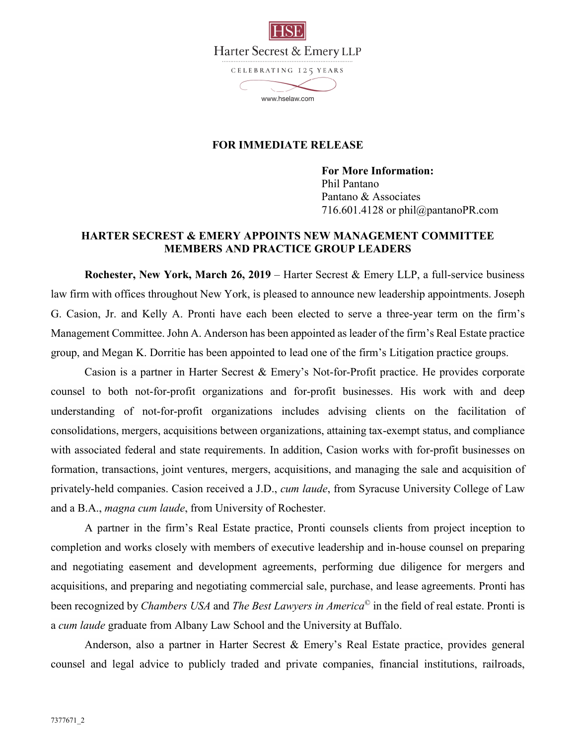HSE

Harter Secrest & Emery LLP

CELEBRATING 125 YEARS

www.hselaw.com

**FOR IMMEDIATE RELEASE**

**For More Information:**
Phil Pantano
Pantano & Associates
716.601.4128 or phil@pantanoPR.com

## HARTER SECREST & EMERY APPOINTS NEW MANAGEMENT COMMITTEE MEMBERS AND PRACTICE GROUP LEADERS

**Rochester, New York, March 26, 2019** – Harter Secrest & Emery LLP, a full-service business law firm with offices throughout New York, is pleased to announce new leadership appointments. Joseph G. Casion, Jr. and Kelly A. Pronti have each been elected to serve a three-year term on the firm's Management Committee. John A. Anderson has been appointed as leader of the firm's Real Estate practice group, and Megan K. Dorritie has been appointed to lead one of the firm's Litigation practice groups.

Casion is a partner in Harter Secrest & Emery's Not-for-Profit practice. He provides corporate counsel to both not-for-profit organizations and for-profit businesses. His work with and deep understanding of not-for-profit organizations includes advising clients on the facilitation of consolidations, mergers, acquisitions between organizations, attaining tax-exempt status, and compliance with associated federal and state requirements. In addition, Casion works with for-profit businesses on formation, transactions, joint ventures, mergers, acquisitions, and managing the sale and acquisition of privately-held companies. Casion received a J.D., *cum laude*, from Syracuse University College of Law and a B.A., *magna cum laude*, from University of Rochester.

A partner in the firm's Real Estate practice, Pronti counsels clients from project inception to completion and works closely with members of executive leadership and in-house counsel on preparing and negotiating easement and development agreements, performing due diligence for mergers and acquisitions, and preparing and negotiating commercial sale, purchase, and lease agreements. Pronti has been recognized by *Chambers USA* and *The Best Lawyers in America*© in the field of real estate. Pronti is a *cum laude* graduate from Albany Law School and the University at Buffalo.

Anderson, also a partner in Harter Secrest & Emery's Real Estate practice, provides general counsel and legal advice to publicly traded and private companies, financial institutions, railroads,

7377671_2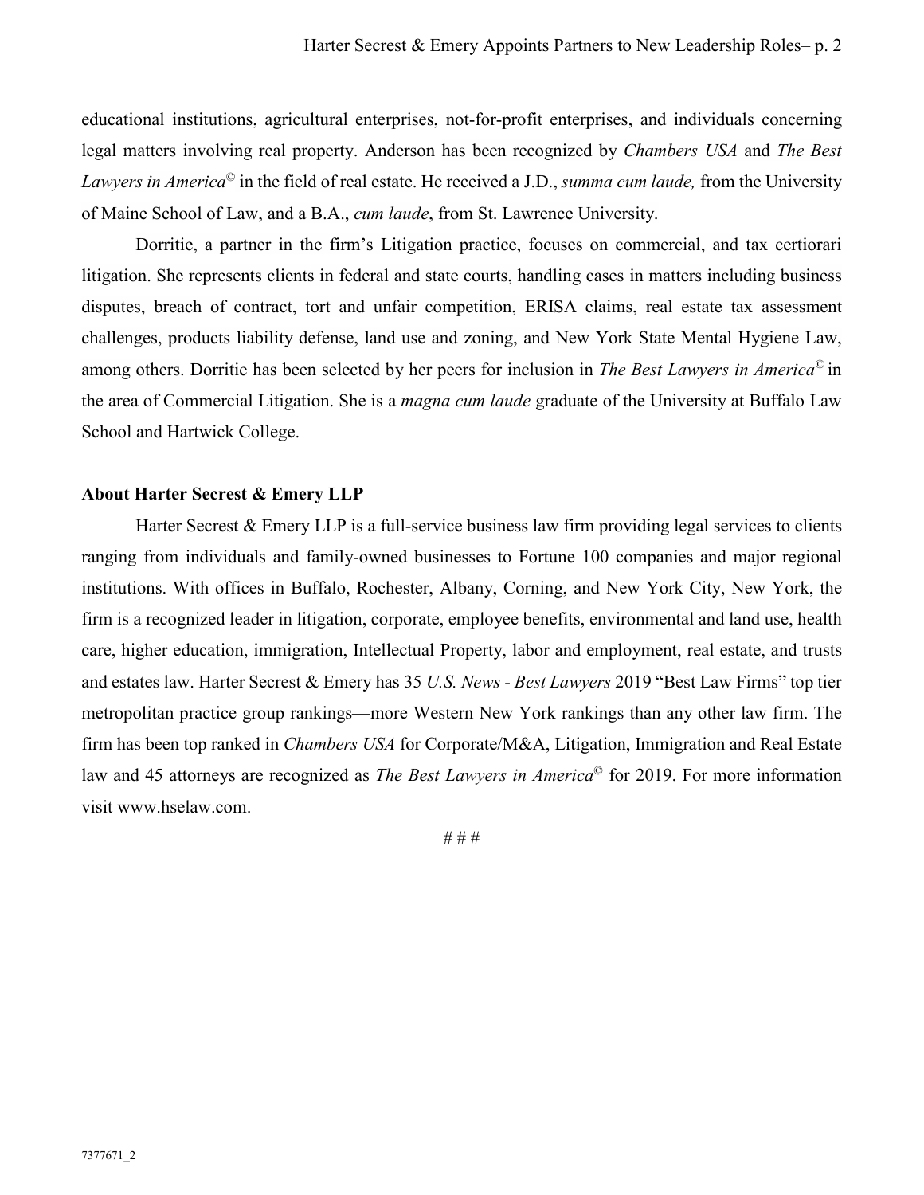educational institutions, agricultural enterprises, not-for-profit enterprises, and individuals concerning legal matters involving real property. Anderson has been recognized by *Chambers USA* and *The Best Lawyers in America*© in the field of real estate. He received a J.D., *summa cum laude,* from the University of Maine School of Law, and a B.A., *cum laude*, from St. Lawrence University.

Dorritie, a partner in the firm's Litigation practice, focuses on commercial, and tax certiorari litigation. She represents clients in federal and state courts, handling cases in matters including business disputes, breach of contract, tort and unfair competition, ERISA claims, real estate tax assessment challenges, products liability defense, land use and zoning, and New York State Mental Hygiene Law, among others. Dorritie has been selected by her peers for inclusion in *The Best Lawyers in America*© in the area of Commercial Litigation. She is a *magna cum laude* graduate of the University at Buffalo Law School and Hartwick College.

**About Harter Secrest & Emery LLP**

Harter Secrest & Emery LLP is a full-service business law firm providing legal services to clients ranging from individuals and family-owned businesses to Fortune 100 companies and major regional institutions. With offices in Buffalo, Rochester, Albany, Corning, and New York City, New York, the firm is a recognized leader in litigation, corporate, employee benefits, environmental and land use, health care, higher education, immigration, Intellectual Property, labor and employment, real estate, and trusts and estates law. Harter Secrest & Emery has 35 *U.S. News - Best Lawyers* 2019 "Best Law Firms" top tier metropolitan practice group rankings—more Western New York rankings than any other law firm. The firm has been top ranked in *Chambers USA* for Corporate/M&A, Litigation, Immigration and Real Estate law and 45 attorneys are recognized as *The Best Lawyers in America*© for 2019. For more information visit www.hselaw.com.

# # #

7377671_2